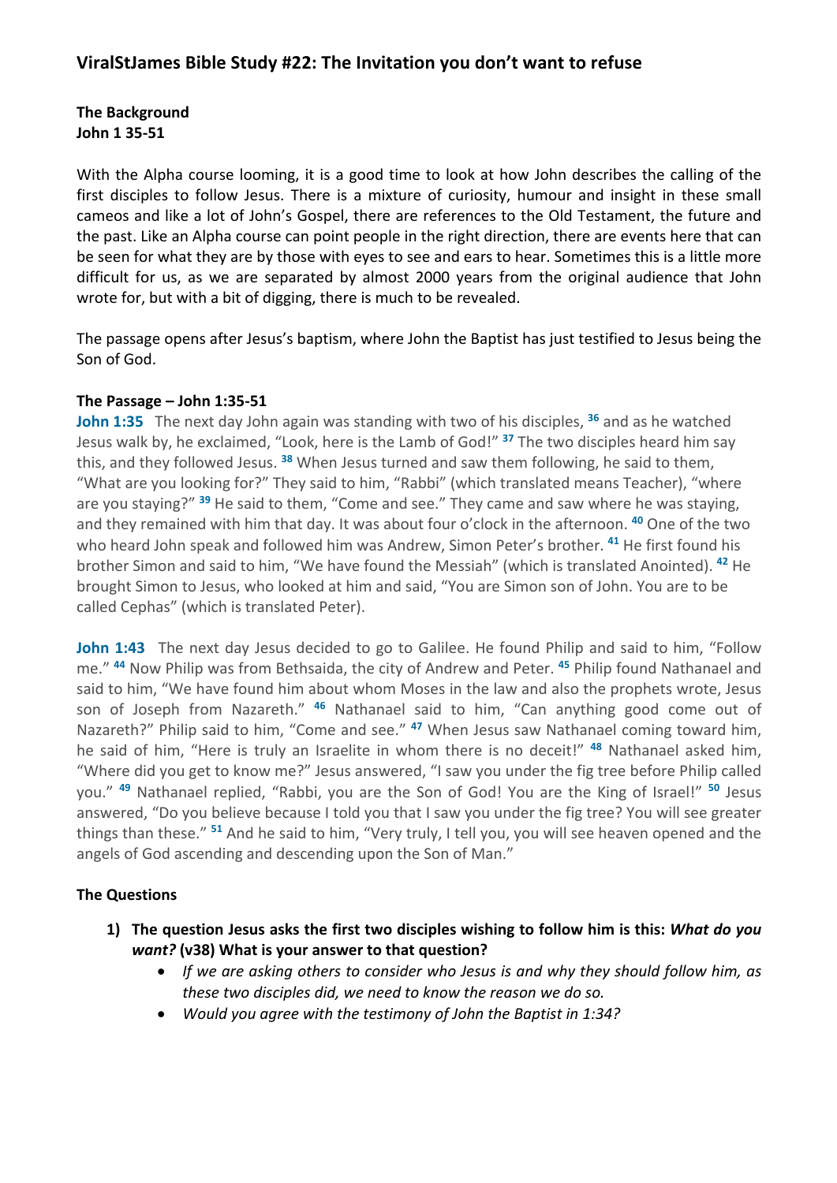## ViralStJames Bible Study #22: The Invitation you don't want to refuse

**The Background**
**John 1 35-51**

With the Alpha course looming, it is a good time to look at how John describes the calling of the first disciples to follow Jesus. There is a mixture of curiosity, humour and insight in these small cameos and like a lot of John's Gospel, there are references to the Old Testament, the future and the past. Like an Alpha course can point people in the right direction, there are events here that can be seen for what they are by those with eyes to see and ears to hear. Sometimes this is a little more difficult for us, as we are separated by almost 2000 years from the original audience that John wrote for, but with a bit of digging, there is much to be revealed.

The passage opens after Jesus's baptism, where John the Baptist has just testified to Jesus being the Son of God.

**The Passage – John 1:35-51**

**John 1:35** The next day John again was standing with two of his disciples, [36] and as he watched Jesus walk by, he exclaimed, "Look, here is the Lamb of God!" [37] The two disciples heard him say this, and they followed Jesus. [38] When Jesus turned and saw them following, he said to them, "What are you looking for?" They said to him, "Rabbi" (which translated means Teacher), "where are you staying?" [39] He said to them, "Come and see." They came and saw where he was staying, and they remained with him that day. It was about four o'clock in the afternoon. [40] One of the two who heard John speak and followed him was Andrew, Simon Peter's brother. [41] He first found his brother Simon and said to him, "We have found the Messiah" (which is translated Anointed). [42] He brought Simon to Jesus, who looked at him and said, "You are Simon son of John. You are to be called Cephas" (which is translated Peter).

**John 1:43** The next day Jesus decided to go to Galilee. He found Philip and said to him, "Follow me." [44] Now Philip was from Bethsaida, the city of Andrew and Peter. [45] Philip found Nathanael and said to him, "We have found him about whom Moses in the law and also the prophets wrote, Jesus son of Joseph from Nazareth." [46] Nathanael said to him, "Can anything good come out of Nazareth?" Philip said to him, "Come and see." [47] When Jesus saw Nathanael coming toward him, he said of him, "Here is truly an Israelite in whom there is no deceit!" [48] Nathanael asked him, "Where did you get to know me?" Jesus answered, "I saw you under the fig tree before Philip called you." [49] Nathanael replied, "Rabbi, you are the Son of God! You are the King of Israel!" [50] Jesus answered, "Do you believe because I told you that I saw you under the fig tree? You will see greater things than these." [51] And he said to him, "Very truly, I tell you, you will see heaven opened and the angels of God ascending and descending upon the Son of Man."

**The Questions**

1) **The question Jesus asks the first two disciples wishing to follow him is this: *What do you want?* (v38) What is your answer to that question?**
   - *If we are asking others to consider who Jesus is and why they should follow him, as these two disciples did, we need to know the reason we do so.*
   - *Would you agree with the testimony of John the Baptist in 1:34?*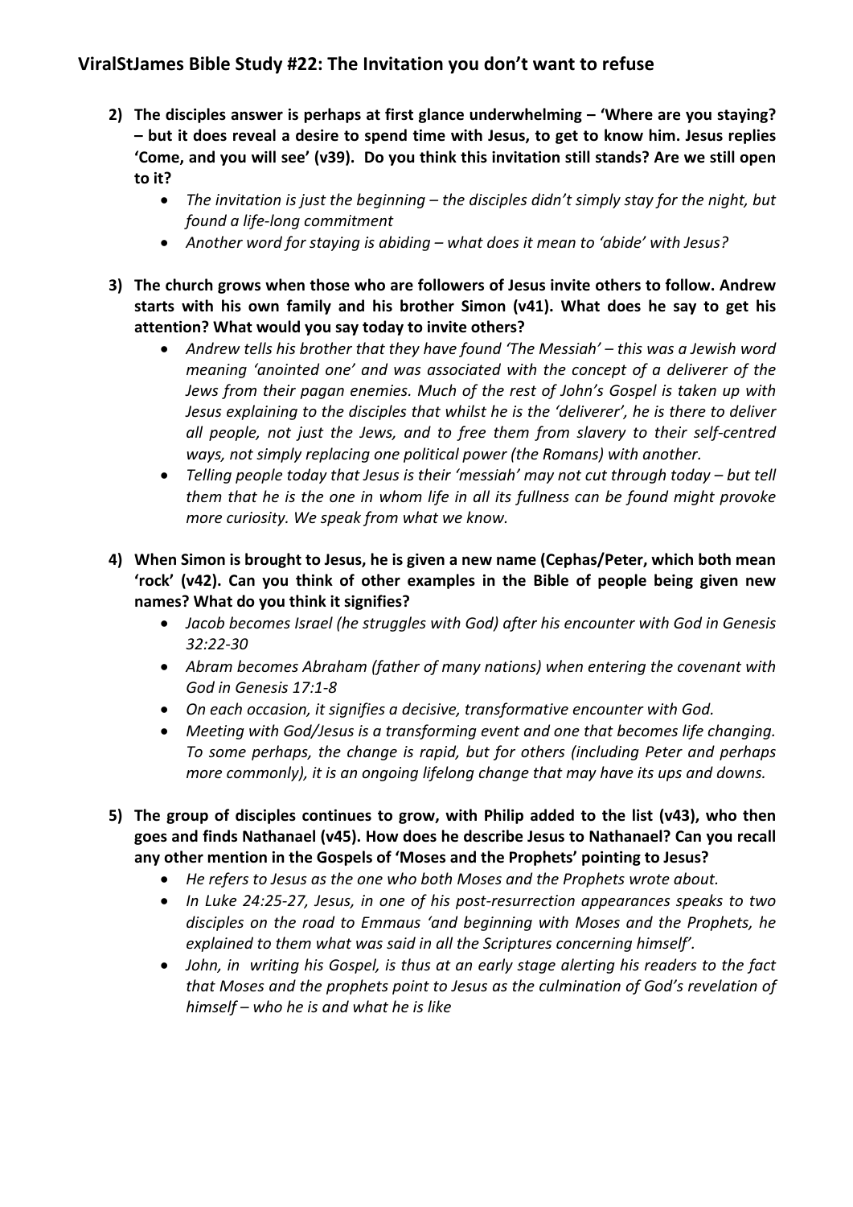## ViralStJames Bible Study #22: The Invitation you don't want to refuse

2) **The disciples answer is perhaps at first glance underwhelming – 'Where are you staying? – but it does reveal a desire to spend time with Jesus, to get to know him. Jesus replies 'Come, and you will see' (v39). Do you think this invitation still stands? Are we still open to it?**
   - *The invitation is just the beginning – the disciples didn't simply stay for the night, but found a life-long commitment*
   - *Another word for staying is abiding – what does it mean to 'abide' with Jesus?*

3) **The church grows when those who are followers of Jesus invite others to follow. Andrew starts with his own family and his brother Simon (v41). What does he say to get his attention? What would you say today to invite others?**
   - *Andrew tells his brother that they have found 'The Messiah' – this was a Jewish word meaning 'anointed one' and was associated with the concept of a deliverer of the Jews from their pagan enemies. Much of the rest of John's Gospel is taken up with Jesus explaining to the disciples that whilst he is the 'deliverer', he is there to deliver all people, not just the Jews, and to free them from slavery to their self-centred ways, not simply replacing one political power (the Romans) with another.*
   - *Telling people today that Jesus is their 'messiah' may not cut through today – but tell them that he is the one in whom life in all its fullness can be found might provoke more curiosity. We speak from what we know.*

4) **When Simon is brought to Jesus, he is given a new name (Cephas/Peter, which both mean 'rock' (v42). Can you think of other examples in the Bible of people being given new names? What do you think it signifies?**
   - *Jacob becomes Israel (he struggles with God) after his encounter with God in Genesis 32:22-30*
   - *Abram becomes Abraham (father of many nations) when entering the covenant with God in Genesis 17:1-8*
   - *On each occasion, it signifies a decisive, transformative encounter with God.*
   - *Meeting with God/Jesus is a transforming event and one that becomes life changing. To some perhaps, the change is rapid, but for others (including Peter and perhaps more commonly), it is an ongoing lifelong change that may have its ups and downs.*

5) **The group of disciples continues to grow, with Philip added to the list (v43), who then goes and finds Nathanael (v45). How does he describe Jesus to Nathanael? Can you recall any other mention in the Gospels of 'Moses and the Prophets' pointing to Jesus?**
   - *He refers to Jesus as the one who both Moses and the Prophets wrote about.*
   - *In Luke 24:25-27, Jesus, in one of his post-resurrection appearances speaks to two disciples on the road to Emmaus 'and beginning with Moses and the Prophets, he explained to them what was said in all the Scriptures concerning himself'.*
   - *John, in writing his Gospel, is thus at an early stage alerting his readers to the fact that Moses and the prophets point to Jesus as the culmination of God's revelation of himself – who he is and what he is like*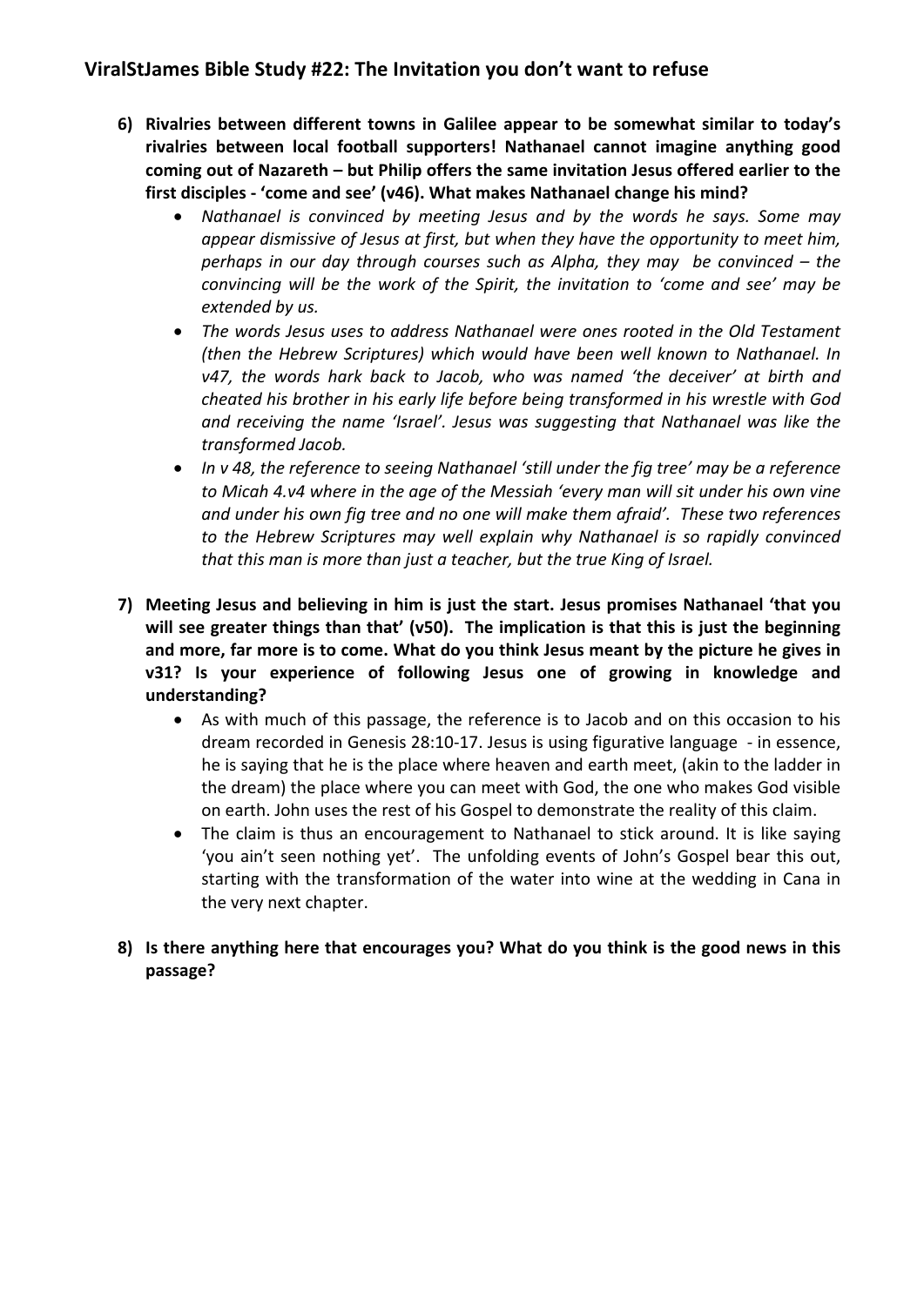## ViralStJames Bible Study #22: The Invitation you don't want to refuse

6) **Rivalries between different towns in Galilee appear to be somewhat similar to today's rivalries between local football supporters! Nathanael cannot imagine anything good coming out of Nazareth – but Philip offers the same invitation Jesus offered earlier to the first disciples - 'come and see' (v46). What makes Nathanael change his mind?**
   - *Nathanael is convinced by meeting Jesus and by the words he says. Some may appear dismissive of Jesus at first, but when they have the opportunity to meet him, perhaps in our day through courses such as Alpha, they may be convinced – the convincing will be the work of the Spirit, the invitation to 'come and see' may be extended by us.*
   - *The words Jesus uses to address Nathanael were ones rooted in the Old Testament (then the Hebrew Scriptures) which would have been well known to Nathanael. In v47, the words hark back to Jacob, who was named 'the deceiver' at birth and cheated his brother in his early life before being transformed in his wrestle with God and receiving the name 'Israel'. Jesus was suggesting that Nathanael was like the transformed Jacob.*
   - *In v 48, the reference to seeing Nathanael 'still under the fig tree' may be a reference to Micah 4.v4 where in the age of the Messiah 'every man will sit under his own vine and under his own fig tree and no one will make them afraid'. These two references to the Hebrew Scriptures may well explain why Nathanael is so rapidly convinced that this man is more than just a teacher, but the true King of Israel.*

7) **Meeting Jesus and believing in him is just the start. Jesus promises Nathanael 'that you will see greater things than that' (v50). The implication is that this is just the beginning and more, far more is to come. What do you think Jesus meant by the picture he gives in v31? Is your experience of following Jesus one of growing in knowledge and understanding?**
   - As with much of this passage, the reference is to Jacob and on this occasion to his dream recorded in Genesis 28:10-17. Jesus is using figurative language - in essence, he is saying that he is the place where heaven and earth meet, (akin to the ladder in the dream) the place where you can meet with God, the one who makes God visible on earth. John uses the rest of his Gospel to demonstrate the reality of this claim.
   - The claim is thus an encouragement to Nathanael to stick around. It is like saying 'you ain't seen nothing yet'. The unfolding events of John's Gospel bear this out, starting with the transformation of the water into wine at the wedding in Cana in the very next chapter.

8) **Is there anything here that encourages you? What do you think is the good news in this passage?**